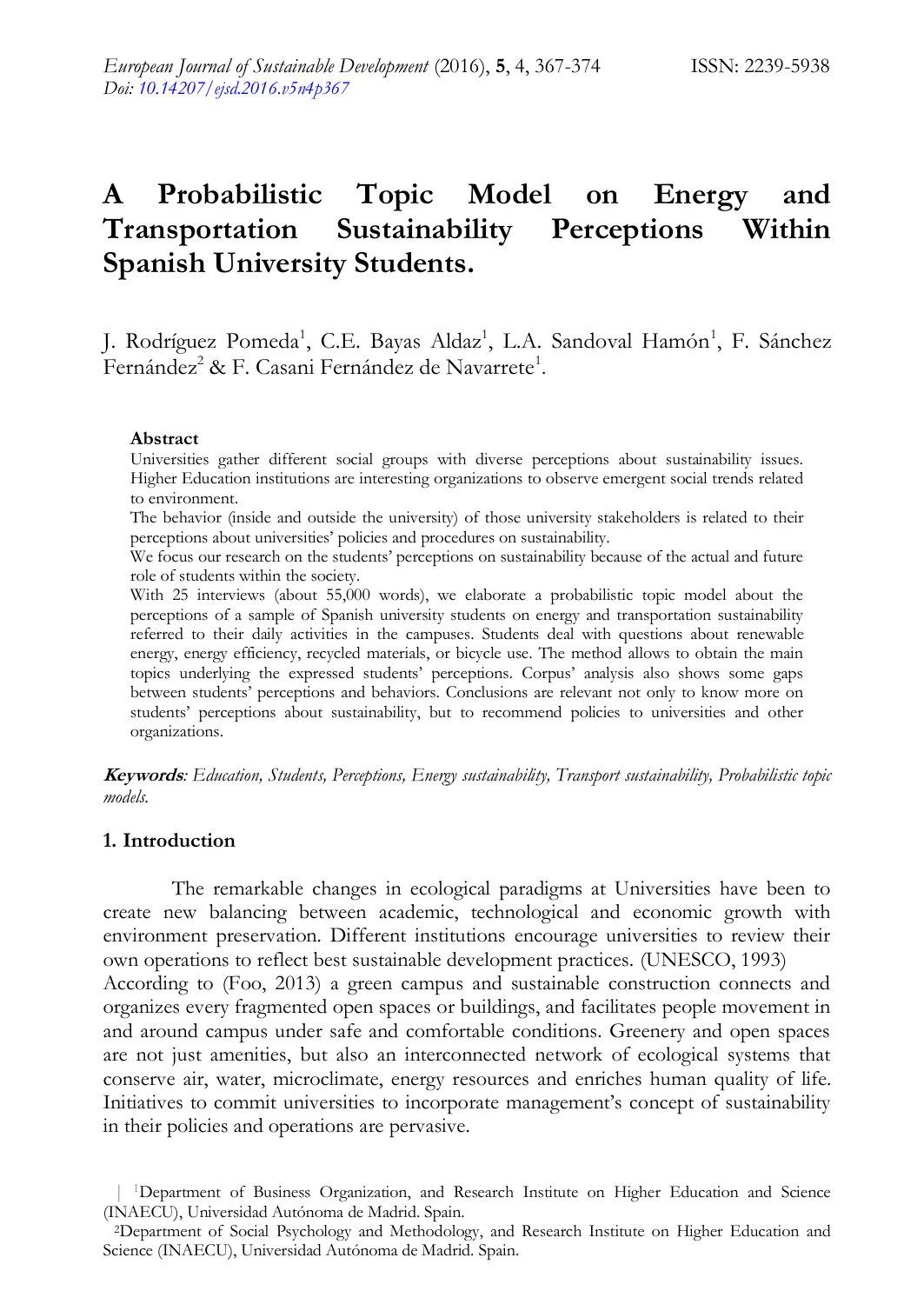# A Probabilistic Topic Model on Energy and Transportation Sustainability Perceptions Within Spanish University Students.

J. Rodríguez Pomeda[1], C.E. Bayas Aldaz[1], L.A. Sandoval Hamón[1], F. Sánchez Fernández[2] & F. Casani Fernández de Navarrete[1].

**Abstract**

Universities gather different social groups with diverse perceptions about sustainability issues. Higher Education institutions are interesting organizations to observe emergent social trends related to environment.

The behavior (inside and outside the university) of those university stakeholders is related to their perceptions about universities' policies and procedures on sustainability.

We focus our research on the students' perceptions on sustainability because of the actual and future role of students within the society.

With 25 interviews (about 55,000 words), we elaborate a probabilistic topic model about the perceptions of a sample of Spanish university students on energy and transportation sustainability referred to their daily activities in the campuses. Students deal with questions about renewable energy, energy efficiency, recycled materials, or bicycle use. The method allows to obtain the main topics underlying the expressed students' perceptions. Corpus' analysis also shows some gaps between students' perceptions and behaviors. Conclusions are relevant not only to know more on students' perceptions about sustainability, but to recommend policies to universities and other organizations.

***Keywords**: Education, Students, Perceptions, Energy sustainability, Transport sustainability, Probabilistic topic models.*

## 1. Introduction

The remarkable changes in ecological paradigms at Universities have been to create new balancing between academic, technological and economic growth with environment preservation. Different institutions encourage universities to review their own operations to reflect best sustainable development practices. (UNESCO, 1993)

According to (Foo, 2013) a green campus and sustainable construction connects and organizes every fragmented open spaces or buildings, and facilitates people movement in and around campus under safe and comfortable conditions. Greenery and open spaces are not just amenities, but also an interconnected network of ecological systems that conserve air, water, microclimate, energy resources and enriches human quality of life. Initiatives to commit universities to incorporate management's concept of sustainability in their policies and operations are pervasive.

[1]Department of Business Organization, and Research Institute on Higher Education and Science (INAECU), Universidad Autónoma de Madrid. Spain.

[2]Department of Social Psychology and Methodology, and Research Institute on Higher Education and Science (INAECU), Universidad Autónoma de Madrid. Spain.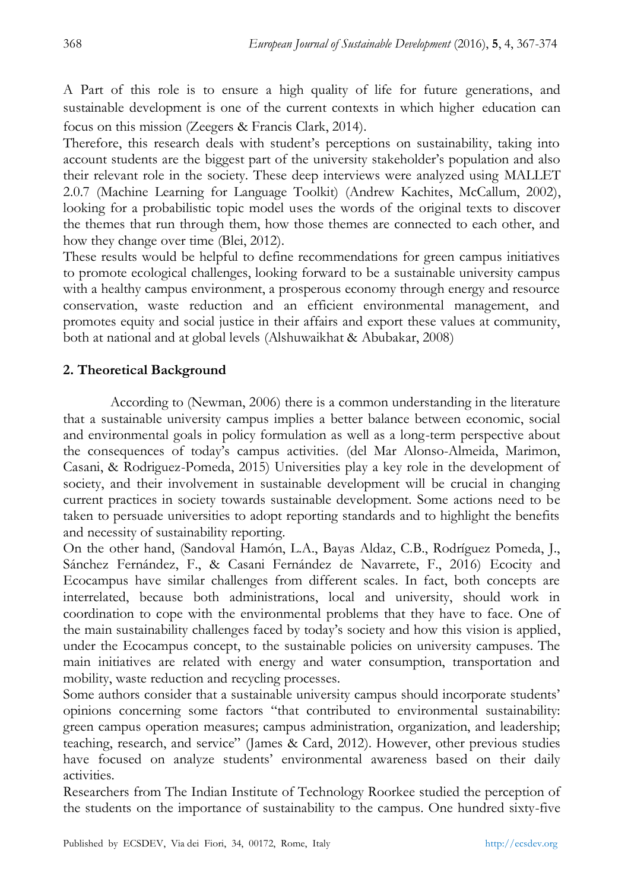A Part of this role is to ensure a high quality of life for future generations, and sustainable development is one of the current contexts in which higher education can focus on this mission (Zeegers & Francis Clark, 2014).

Therefore, this research deals with student's perceptions on sustainability, taking into account students are the biggest part of the university stakeholder's population and also their relevant role in the society. These deep interviews were analyzed using MALLET 2.0.7 (Machine Learning for Language Toolkit) (Andrew Kachites, McCallum, 2002), looking for a probabilistic topic model uses the words of the original texts to discover the themes that run through them, how those themes are connected to each other, and how they change over time (Blei, 2012).

These results would be helpful to define recommendations for green campus initiatives to promote ecological challenges, looking forward to be a sustainable university campus with a healthy campus environment, a prosperous economy through energy and resource conservation, waste reduction and an efficient environmental management, and promotes equity and social justice in their affairs and export these values at community, both at national and at global levels (Alshuwaikhat & Abubakar, 2008)

## 2. Theoretical Background

According to (Newman, 2006) there is a common understanding in the literature that a sustainable university campus implies a better balance between economic, social and environmental goals in policy formulation as well as a long-term perspective about the consequences of today's campus activities. (del Mar Alonso-Almeida, Marimon, Casani, & Rodriguez-Pomeda, 2015) Universities play a key role in the development of society, and their involvement in sustainable development will be crucial in changing current practices in society towards sustainable development. Some actions need to be taken to persuade universities to adopt reporting standards and to highlight the benefits and necessity of sustainability reporting.

On the other hand, (Sandoval Hamón, L.A., Bayas Aldaz, C.B., Rodríguez Pomeda, J., Sánchez Fernández, F., & Casani Fernández de Navarrete, F., 2016) Ecocity and Ecocampus have similar challenges from different scales. In fact, both concepts are interrelated, because both administrations, local and university, should work in coordination to cope with the environmental problems that they have to face. One of the main sustainability challenges faced by today's society and how this vision is applied, under the Ecocampus concept, to the sustainable policies on university campuses. The main initiatives are related with energy and water consumption, transportation and mobility, waste reduction and recycling processes.

Some authors consider that a sustainable university campus should incorporate students' opinions concerning some factors "that contributed to environmental sustainability: green campus operation measures; campus administration, organization, and leadership; teaching, research, and service" (James & Card, 2012). However, other previous studies have focused on analyze students' environmental awareness based on their daily activities.

Researchers from The Indian Institute of Technology Roorkee studied the perception of the students on the importance of sustainability to the campus. One hundred sixty-five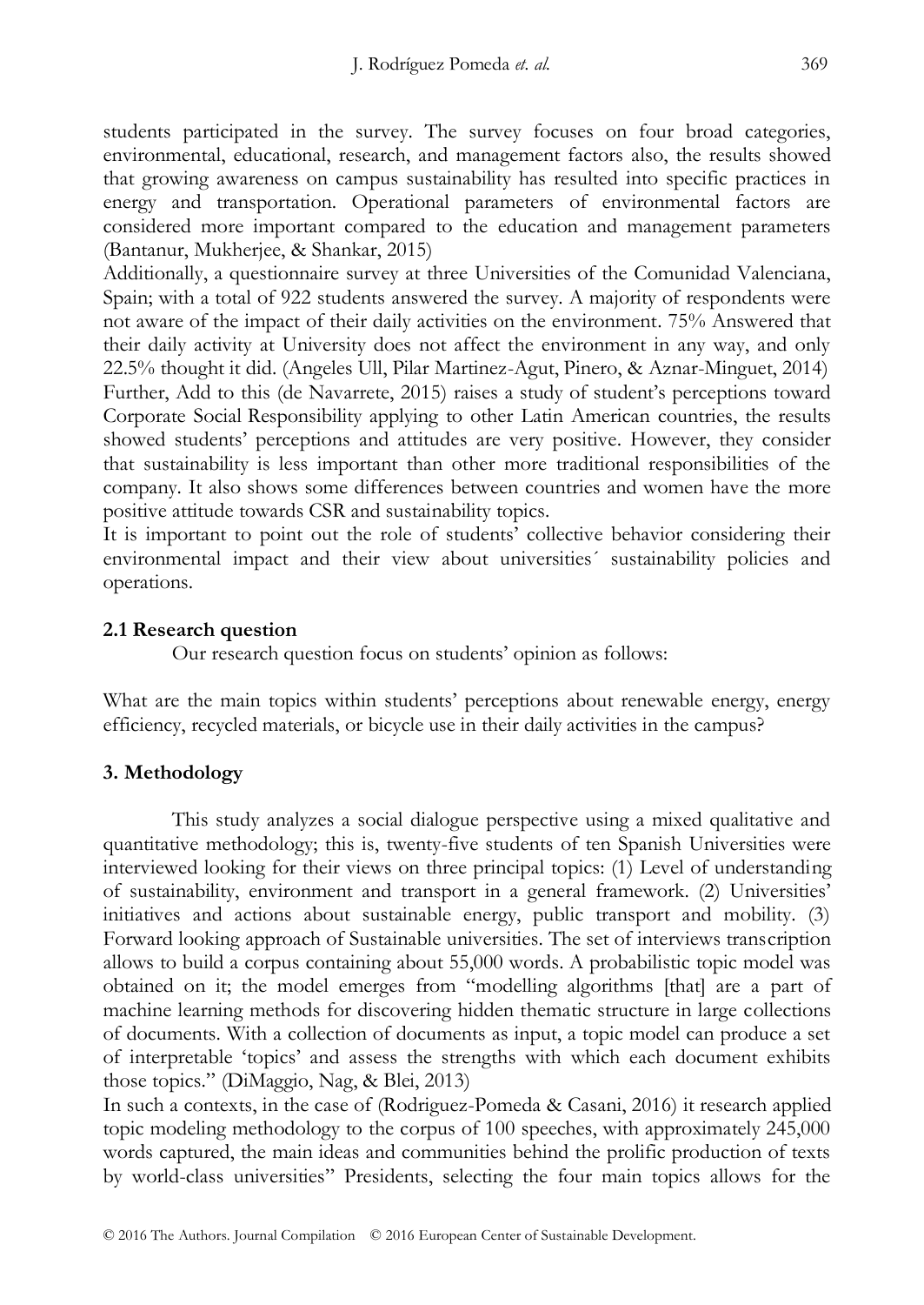students participated in the survey. The survey focuses on four broad categories, environmental, educational, research, and management factors also, the results showed that growing awareness on campus sustainability has resulted into specific practices in energy and transportation. Operational parameters of environmental factors are considered more important compared to the education and management parameters (Bantanur, Mukherjee, & Shankar, 2015)

Additionally, a questionnaire survey at three Universities of the Comunidad Valenciana, Spain; with a total of 922 students answered the survey. A majority of respondents were not aware of the impact of their daily activities on the environment. 75% Answered that their daily activity at University does not affect the environment in any way, and only 22.5% thought it did. (Angeles Ull, Pilar Martinez-Agut, Pinero, & Aznar-Minguet, 2014)

Further, Add to this (de Navarrete, 2015) raises a study of student's perceptions toward Corporate Social Responsibility applying to other Latin American countries, the results showed students' perceptions and attitudes are very positive. However, they consider that sustainability is less important than other more traditional responsibilities of the company. It also shows some differences between countries and women have the more positive attitude towards CSR and sustainability topics.

It is important to point out the role of students' collective behavior considering their environmental impact and their view about universities´ sustainability policies and operations.

### 2.1 Research question

Our research question focus on students' opinion as follows:

What are the main topics within students' perceptions about renewable energy, energy efficiency, recycled materials, or bicycle use in their daily activities in the campus?

## 3. Methodology

This study analyzes a social dialogue perspective using a mixed qualitative and quantitative methodology; this is, twenty-five students of ten Spanish Universities were interviewed looking for their views on three principal topics: (1) Level of understanding of sustainability, environment and transport in a general framework. (2) Universities' initiatives and actions about sustainable energy, public transport and mobility. (3) Forward looking approach of Sustainable universities. The set of interviews transcription allows to build a corpus containing about 55,000 words. A probabilistic topic model was obtained on it; the model emerges from "modelling algorithms [that] are a part of machine learning methods for discovering hidden thematic structure in large collections of documents. With a collection of documents as input, a topic model can produce a set of interpretable 'topics' and assess the strengths with which each document exhibits those topics." (DiMaggio, Nag, & Blei, 2013)

In such a contexts, in the case of (Rodriguez-Pomeda & Casani, 2016) it research applied topic modeling methodology to the corpus of 100 speeches, with approximately 245,000 words captured, the main ideas and communities behind the prolific production of texts by world-class universities" Presidents, selecting the four main topics allows for the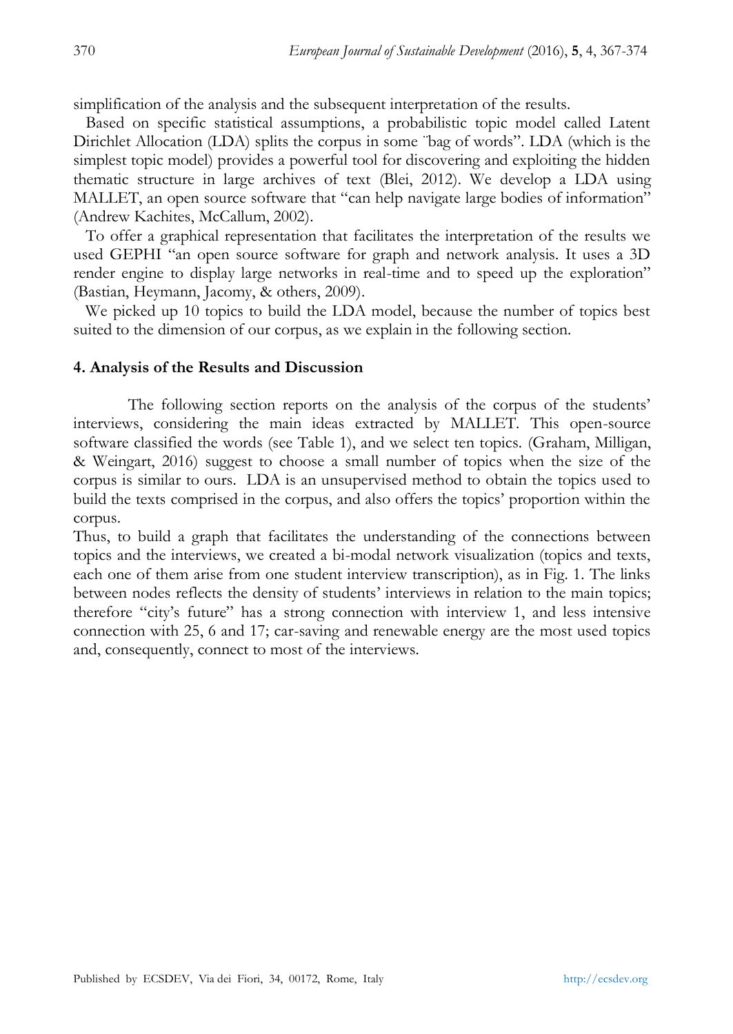simplification of the analysis and the subsequent interpretation of the results.

Based on specific statistical assumptions, a probabilistic topic model called Latent Dirichlet Allocation (LDA) splits the corpus in some ¨bag of words". LDA (which is the simplest topic model) provides a powerful tool for discovering and exploiting the hidden thematic structure in large archives of text (Blei, 2012). We develop a LDA using MALLET, an open source software that "can help navigate large bodies of information" (Andrew Kachites, McCallum, 2002).

To offer a graphical representation that facilitates the interpretation of the results we used GEPHI "an open source software for graph and network analysis. It uses a 3D render engine to display large networks in real-time and to speed up the exploration" (Bastian, Heymann, Jacomy, & others, 2009).

We picked up 10 topics to build the LDA model, because the number of topics best suited to the dimension of our corpus, as we explain in the following section.

## 4. Analysis of the Results and Discussion

The following section reports on the analysis of the corpus of the students' interviews, considering the main ideas extracted by MALLET. This open-source software classified the words (see Table 1), and we select ten topics. (Graham, Milligan, & Weingart, 2016) suggest to choose a small number of topics when the size of the corpus is similar to ours. LDA is an unsupervised method to obtain the topics used to build the texts comprised in the corpus, and also offers the topics' proportion within the corpus.

Thus, to build a graph that facilitates the understanding of the connections between topics and the interviews, we created a bi-modal network visualization (topics and texts, each one of them arise from one student interview transcription), as in Fig. 1. The links between nodes reflects the density of students' interviews in relation to the main topics; therefore "city's future" has a strong connection with interview 1, and less intensive connection with 25, 6 and 17; car-saving and renewable energy are the most used topics and, consequently, connect to most of the interviews.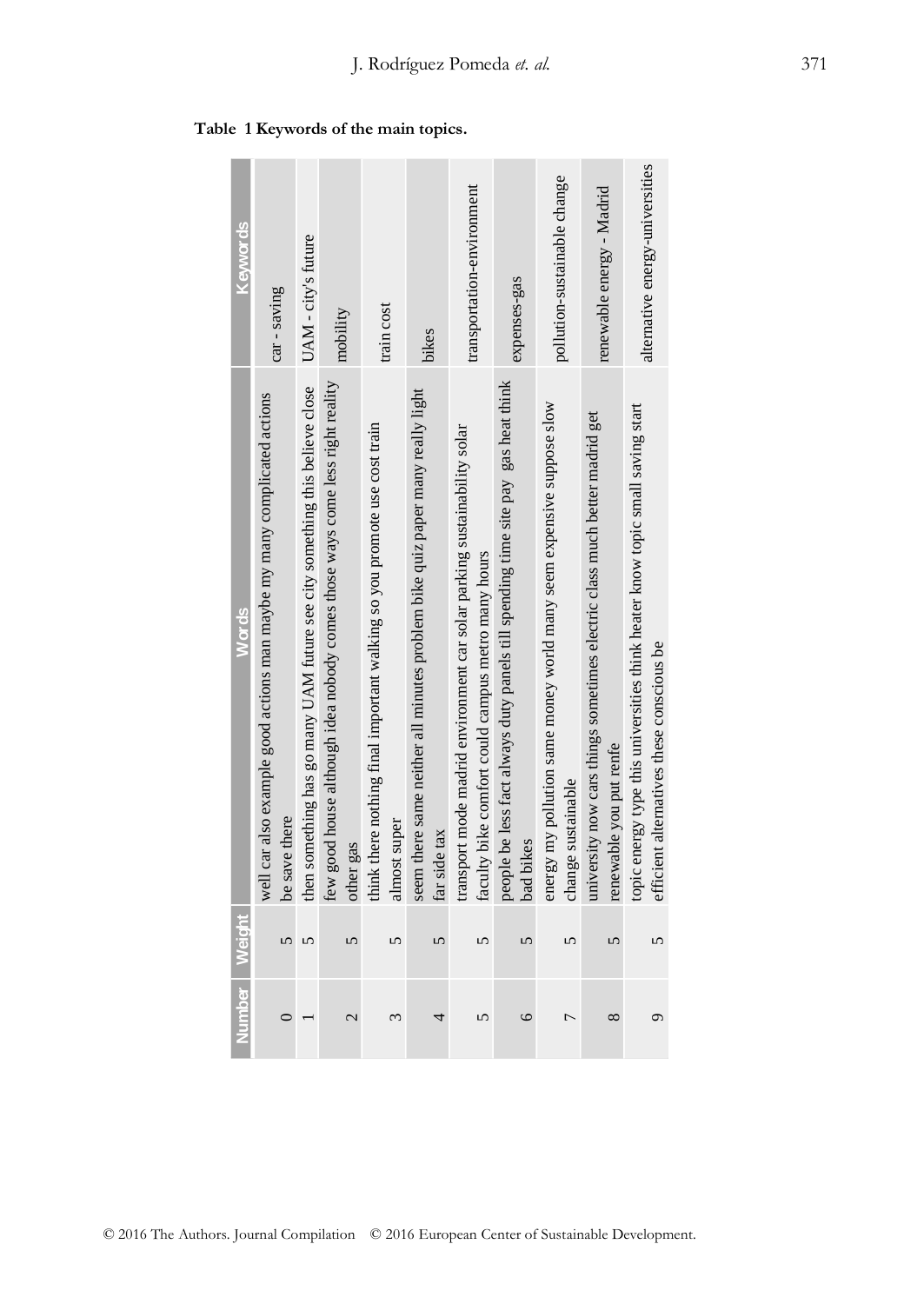**Table 1 Keywords of the main topics.**

| Number | Weight | Words | Keywords |
|---|---|---|---|
| 0 | 5 | well car also example good actions man maybe my many complicated actions be save there | car - saving |
| 1 | 5 | then something has go many UAM future see city something this believe close | UAM - city's future |
| 2 | 5 | few good house although idea nobody comes those ways come less right reality other gas | mobility |
| 3 | 5 | think there nothing final important walking so you promote use cost train almost super | train cost |
| 4 | 5 | seem there same neither all minutes problem bike quiz paper many really light far side tax | bikes |
| 5 | 5 | transport mode madrid environment car solar parking sustainability solar faculty bike comfort could campus metro many hours | transportation-environment |
| 6 | 5 | people be less fact always duty panels till spending time site pay gas heat think bad bikes | expenses-gas |
| 7 | 5 | energy my pollution same money world many seem expensive suppose slow change sustainable | pollution-sustainable change |
| 8 | 5 | university now cars things sometimes electric class much better madrid get renewable you put renfe | renewable energy - Madrid |
| 9 | 5 | topic energy type this universities think heater know topic small saving start efficient alternatives these conscious be | alternative energy-universities |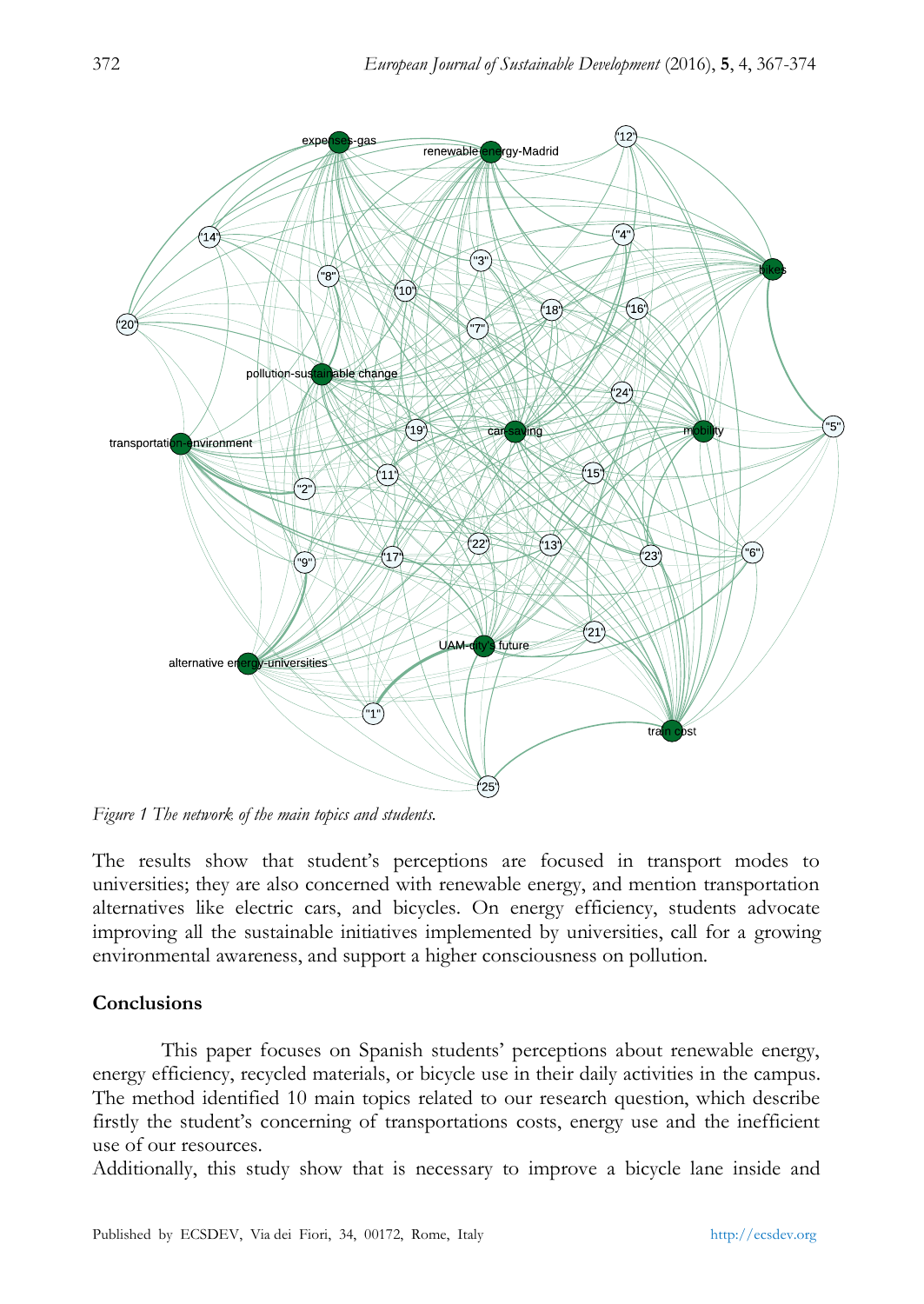*Figure 1 The network of the main topics and students.*

The results show that student's perceptions are focused in transport modes to universities; they are also concerned with renewable energy, and mention transportation alternatives like electric cars, and bicycles. On energy efficiency, students advocate improving all the sustainable initiatives implemented by universities, call for a growing environmental awareness, and support a higher consciousness on pollution.

## Conclusions

This paper focuses on Spanish students' perceptions about renewable energy, energy efficiency, recycled materials, or bicycle use in their daily activities in the campus. The method identified 10 main topics related to our research question, which describe firstly the student's concerning of transportations costs, energy use and the inefficient use of our resources.

Additionally, this study show that is necessary to improve a bicycle lane inside and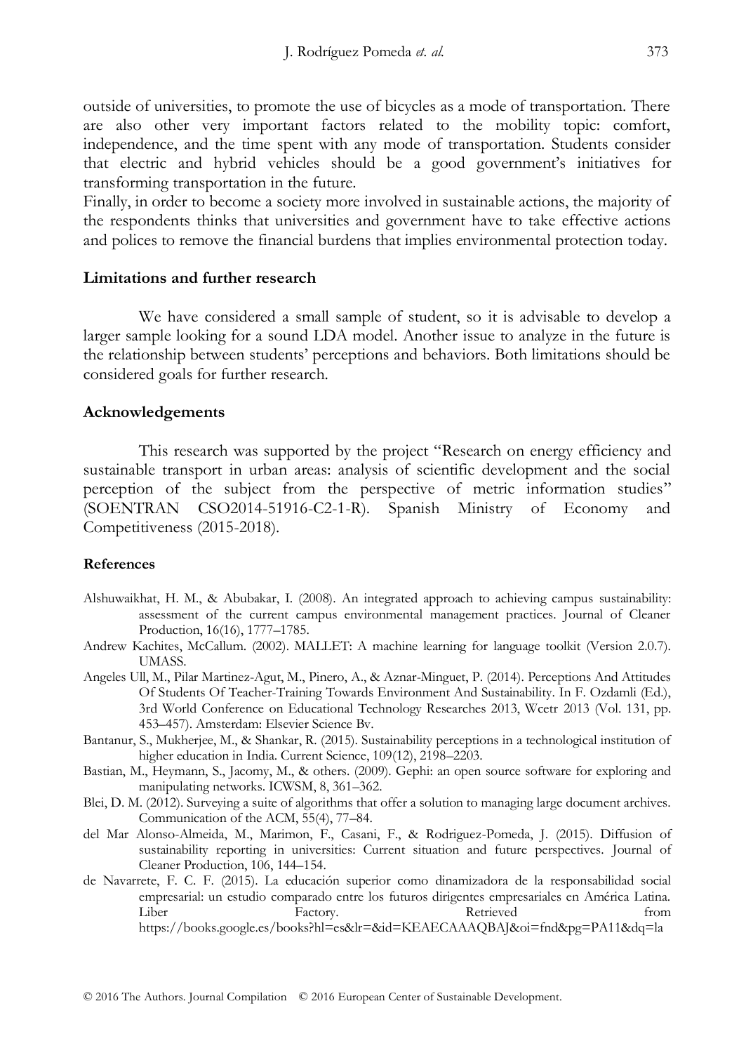outside of universities, to promote the use of bicycles as a mode of transportation. There are also other very important factors related to the mobility topic: comfort, independence, and the time spent with any mode of transportation. Students consider that electric and hybrid vehicles should be a good government's initiatives for transforming transportation in the future.
Finally, in order to become a society more involved in sustainable actions, the majority of the respondents thinks that universities and government have to take effective actions and polices to remove the financial burdens that implies environmental protection today.

## Limitations and further research

We have considered a small sample of student, so it is advisable to develop a larger sample looking for a sound LDA model. Another issue to analyze in the future is the relationship between students' perceptions and behaviors. Both limitations should be considered goals for further research.

## Acknowledgements

This research was supported by the project "Research on energy efficiency and sustainable transport in urban areas: analysis of scientific development and the social perception of the subject from the perspective of metric information studies" (SOENTRAN CSO2014-51916-C2-1-R). Spanish Ministry of Economy and Competitiveness (2015-2018).

### References

Alshuwaikhat, H. M., & Abubakar, I. (2008). An integrated approach to achieving campus sustainability: assessment of the current campus environmental management practices. Journal of Cleaner Production, 16(16), 1777–1785.

Andrew Kachites, McCallum. (2002). MALLET: A machine learning for language toolkit (Version 2.0.7). UMASS.

Angeles Ull, M., Pilar Martinez-Agut, M., Pinero, A., & Aznar-Minguet, P. (2014). Perceptions And Attitudes Of Students Of Teacher-Training Towards Environment And Sustainability. In F. Ozdamli (Ed.), 3rd World Conference on Educational Technology Researches 2013, Wcetr 2013 (Vol. 131, pp. 453–457). Amsterdam: Elsevier Science Bv.

Bantanur, S., Mukherjee, M., & Shankar, R. (2015). Sustainability perceptions in a technological institution of higher education in India. Current Science, 109(12), 2198–2203.

Bastian, M., Heymann, S., Jacomy, M., & others. (2009). Gephi: an open source software for exploring and manipulating networks. ICWSM, 8, 361–362.

Blei, D. M. (2012). Surveying a suite of algorithms that offer a solution to managing large document archives. Communication of the ACM, 55(4), 77–84.

del Mar Alonso-Almeida, M., Marimon, F., Casani, F., & Rodriguez-Pomeda, J. (2015). Diffusion of sustainability reporting in universities: Current situation and future perspectives. Journal of Cleaner Production, 106, 144–154.

de Navarrete, F. C. F. (2015). La educación superior como dinamizadora de la responsabilidad social empresarial: un estudio comparado entre los futuros dirigentes empresariales en América Latina. Liber Factory. Retrieved from https://books.google.es/books?hl=es&lr=&id=KEAECAAAQBAJ&oi=fnd&pg=PA11&dq=la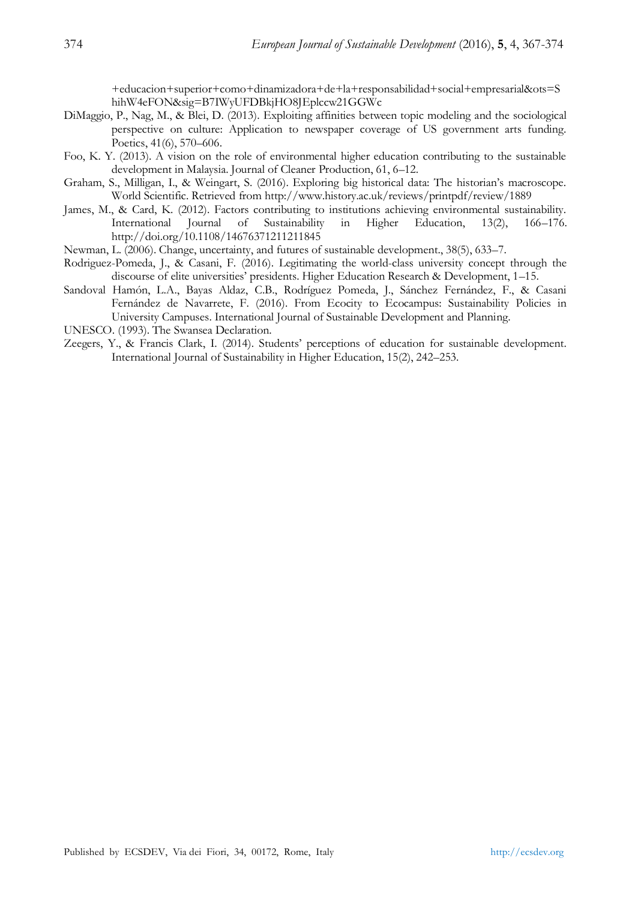+educacion+superior+como+dinamizadora+de+la+responsabilidad+social+empresarial&ots=ShihW4eFON&sig=B7IWyUFDBkjHO8JEplccw21GGWc

DiMaggio, P., Nag, M., & Blei, D. (2013). Exploiting affinities between topic modeling and the sociological perspective on culture: Application to newspaper coverage of US government arts funding. Poetics, 41(6), 570–606.

Foo, K. Y. (2013). A vision on the role of environmental higher education contributing to the sustainable development in Malaysia. Journal of Cleaner Production, 61, 6–12.

Graham, S., Milligan, I., & Weingart, S. (2016). Exploring big historical data: The historian's macroscope. World Scientific. Retrieved from http://www.history.ac.uk/reviews/printpdf/review/1889

James, M., & Card, K. (2012). Factors contributing to institutions achieving environmental sustainability. International Journal of Sustainability in Higher Education, 13(2), 166–176. http://doi.org/10.1108/14676371211211845

Newman, L. (2006). Change, uncertainty, and futures of sustainable development., 38(5), 633–7.

Rodriguez-Pomeda, J., & Casani, F. (2016). Legitimating the world-class university concept through the discourse of elite universities' presidents. Higher Education Research & Development, 1–15.

Sandoval Hamón, L.A., Bayas Aldaz, C.B., Rodríguez Pomeda, J., Sánchez Fernández, F., & Casani Fernández de Navarrete, F. (2016). From Ecocity to Ecocampus: Sustainability Policies in University Campuses. International Journal of Sustainable Development and Planning.

UNESCO. (1993). The Swansea Declaration.

Zeegers, Y., & Francis Clark, I. (2014). Students' perceptions of education for sustainable development. International Journal of Sustainability in Higher Education, 15(2), 242–253.